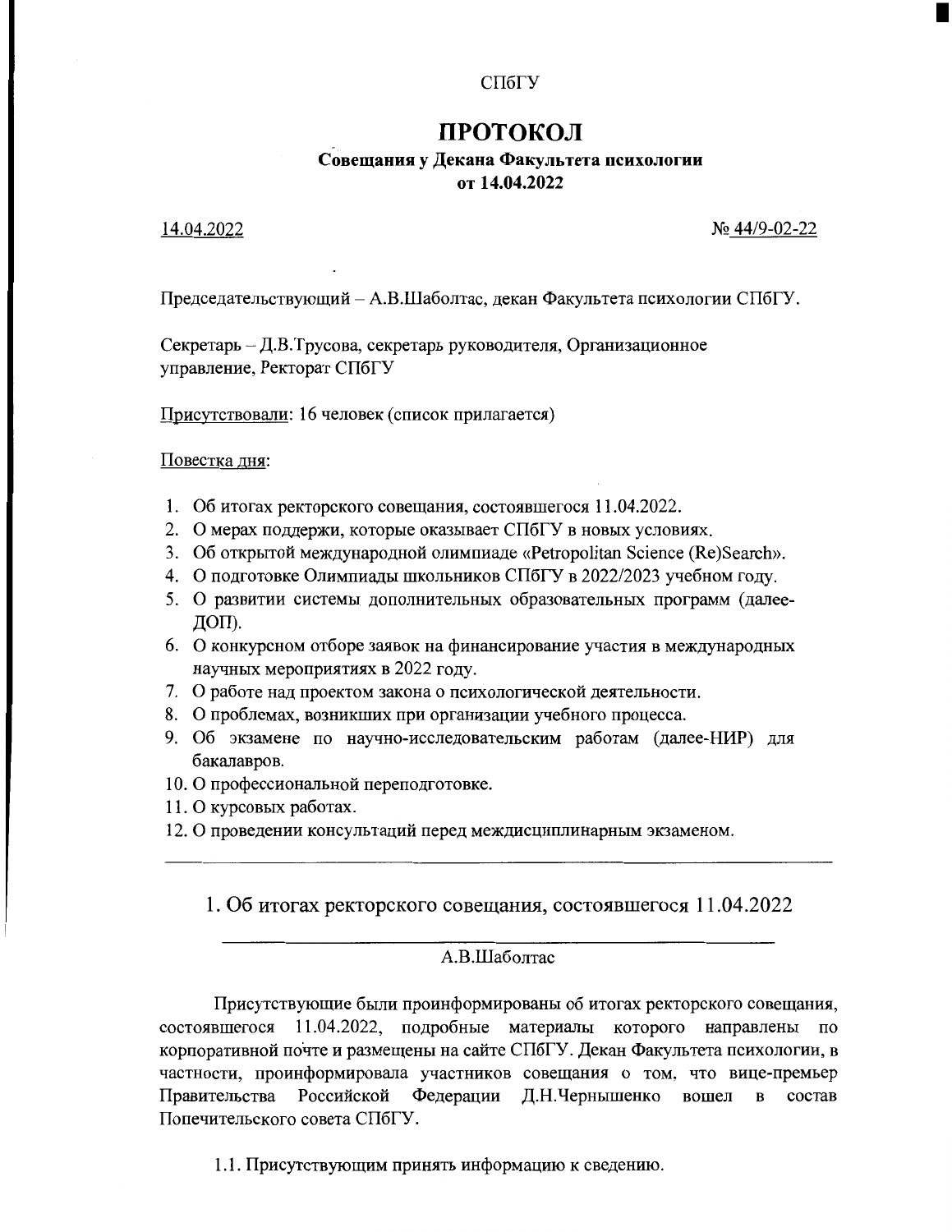СПбГУ

# ПРОТОКОЛ

**Совещания у Декана Факультета психологии**
**от 14.04.2022**

14.04.2022 № 44/9-02-22

Председательствующий – А.В.Шаболтас, декан Факультета психологии СПбГУ.

Секретарь – Д.В.Трусова, секретарь руководителя, Организационное управление, Ректорат СПбГУ

Присутствовали: 16 человек (список прилагается)

Повестка дня:

1. Об итогах ректорского совещания, состоявшегося 11.04.2022.
2. О мерах поддержи, которые оказывает СПбГУ в новых условиях.
3. Об открытой международной олимпиаде «Petropolitan Science (Re)Search».
4. О подготовке Олимпиады школьников СПбГУ в 2022/2023 учебном году.
5. О развитии системы дополнительных образовательных программ (далее-ДОП).
6. О конкурсном отборе заявок на финансирование участия в международных научных мероприятиях в 2022 году.
7. О работе над проектом закона о психологической деятельности.
8. О проблемах, возникших при организации учебного процесса.
9. Об экзамене по научно-исследовательским работам (далее-НИР) для бакалавров.
10. О профессиональной переподготовке.
11. О курсовых работах.
12. О проведении консультаций перед междисциплинарным экзаменом.

---

## 1. Об итогах ректорского совещания, состоявшегося 11.04.2022

А.В.Шаболтас

Присутствующие были проинформированы об итогах ректорского совещания, состоявшегося 11.04.2022, подробные материалы которого направлены по корпоративной почте и размещены на сайте СПбГУ. Декан Факультета психологии, в частности, проинформировала участников совещания о том, что вице-премьер Правительства Российской Федерации Д.Н.Чернышенко вошел в состав Попечительского совета СПбГУ.

1.1. Присутствующим принять информацию к сведению.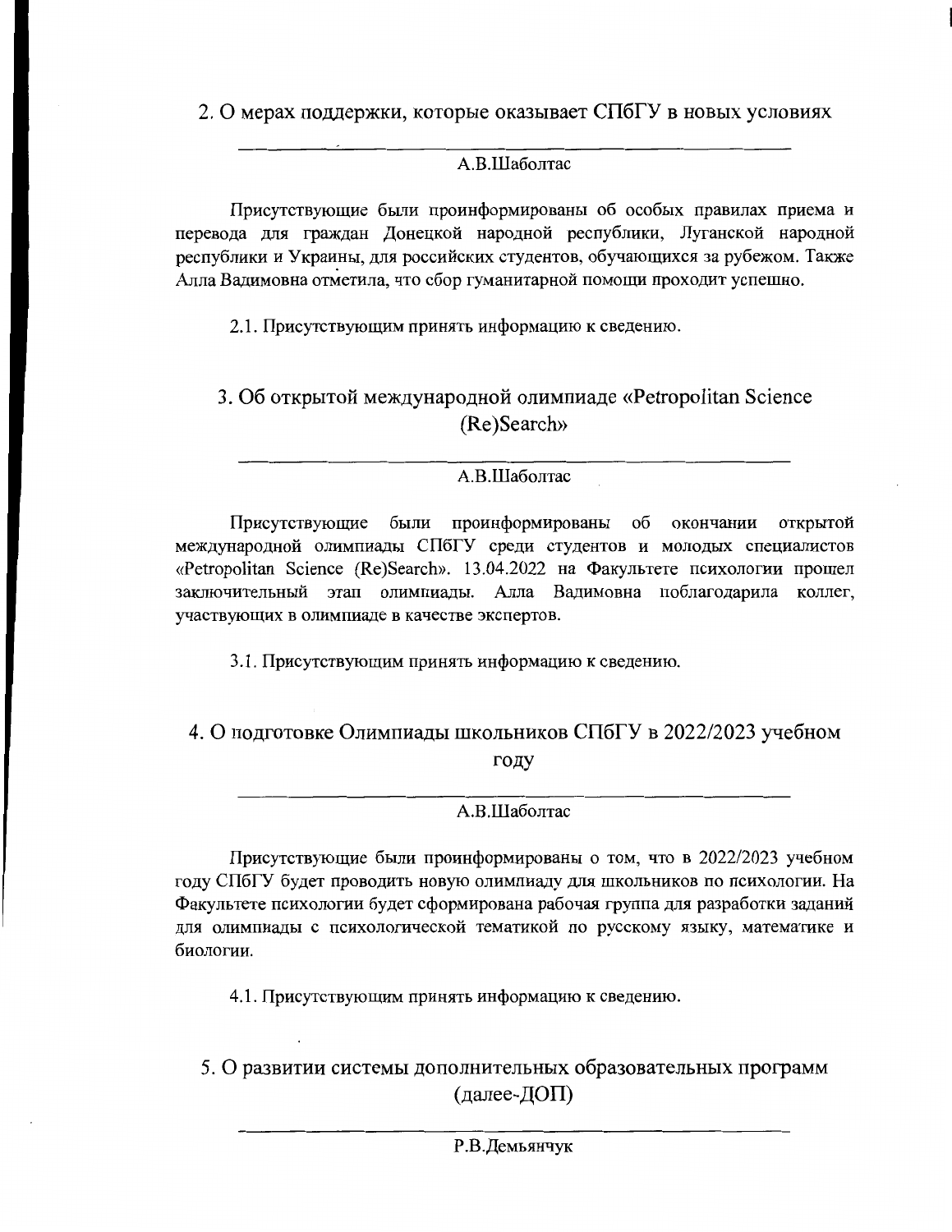## 2. О мерах поддержки, которые оказывает СПбГУ в новых условиях

---

А.В.Шаболтас

Присутствующие были проинформированы об особых правилах приема и перевода для граждан Донецкой народной республики, Луганской народной республики и Украины, для российских студентов, обучающихся за рубежом. Также Алла Вадимовна отметила, что сбор гуманитарной помощи проходит успешно.

2.1. Присутствующим принять информацию к сведению.

## 3. Об открытой международной олимпиаде «Petropolitan Science (Re)Search»

---

А.В.Шаболтас

Присутствующие были проинформированы об окончании открытой международной олимпиады СПбГУ среди студентов и молодых специалистов «Petropolitan Science (Re)Search». 13.04.2022 на Факультете психологии прошел заключительный этап олимпиады. Алла Вадимовна поблагодарила коллег, участвующих в олимпиаде в качестве экспертов.

3.1. Присутствующим принять информацию к сведению.

## 4. О подготовке Олимпиады школьников СПбГУ в 2022/2023 учебном году

---

А.В.Шаболтас

Присутствующие были проинформированы о том, что в 2022/2023 учебном году СПбГУ будет проводить новую олимпиаду для школьников по психологии. На Факультете психологии будет сформирована рабочая группа для разработки заданий для олимпиады с психологической тематикой по русскому языку, математике и биологии.

4.1. Присутствующим принять информацию к сведению.

## 5. О развитии системы дополнительных образовательных программ (далее-ДОП)

---

Р.В.Демьянчук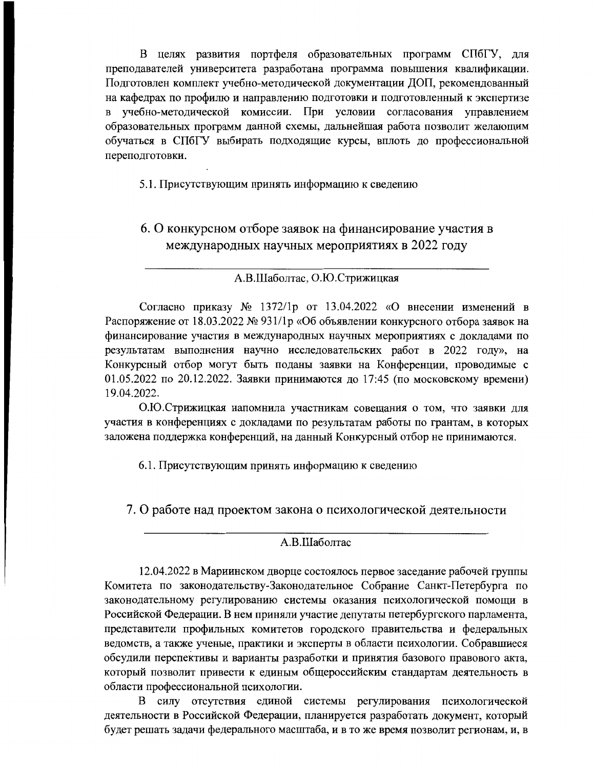В целях развития портфеля образовательных программ СПбГУ, для преподавателей университета разработана программа повышения квалификации. Подготовлен комплект учебно-методической документации ДОП, рекомендованный на кафедрах по профилю и направлению подготовки и подготовленный к экспертизе в учебно-методической комиссии. При условии согласования управлением образовательных программ данной схемы, дальнейшая работа позволит желающим обучаться в СПбГУ выбирать подходящие курсы, вплоть до профессиональной переподготовки.

5.1. Присутствующим принять информацию к сведению

## 6. О конкурсном отборе заявок на финансирование участия в международных научных мероприятиях в 2022 году

---

А.В.Шаболтас, О.Ю.Стрижицкая

Согласно приказу № 1372/1р от 13.04.2022 «О внесении изменений в Распоряжение от 18.03.2022 № 931/1р «Об объявлении конкурсного отбора заявок на финансирование участия в международных научных мероприятиях с докладами по результатам выполнения научно исследовательских работ в 2022 году», на Конкурсный отбор могут быть поданы заявки на Конференции, проводимые с 01.05.2022 по 20.12.2022. Заявки принимаются до 17:45 (по московскому времени) 19.04.2022.

О.Ю.Стрижицкая напомнила участникам совещания о том, что заявки для участия в конференциях с докладами по результатам работы по грантам, в которых заложена поддержка конференций, на данный Конкурсный отбор не принимаются.

6.1. Присутствующим принять информацию к сведению

## 7. О работе над проектом закона о психологической деятельности

---

А.В.Шаболтас

12.04.2022 в Мариинском дворце состоялось первое заседание рабочей группы Комитета по законодательству-Законодательное Собрание Санкт-Петербурга по законодательному регулированию системы оказания психологической помощи в Российской Федерации. В нем приняли участие депутаты петербургского парламента, представители профильных комитетов городского правительства и федеральных ведомств, а также ученые, практики и эксперты в области психологии. Собравшиеся обсудили перспективы и варианты разработки и принятия базового правового акта, который позволит привести к единым общероссийским стандартам деятельность в области профессиональной психологии.

В силу отсутствия единой системы регулирования психологической деятельности в Российской Федерации, планируется разработать документ, который будет решать задачи федерального масштаба, и в то же время позволит регионам, и, в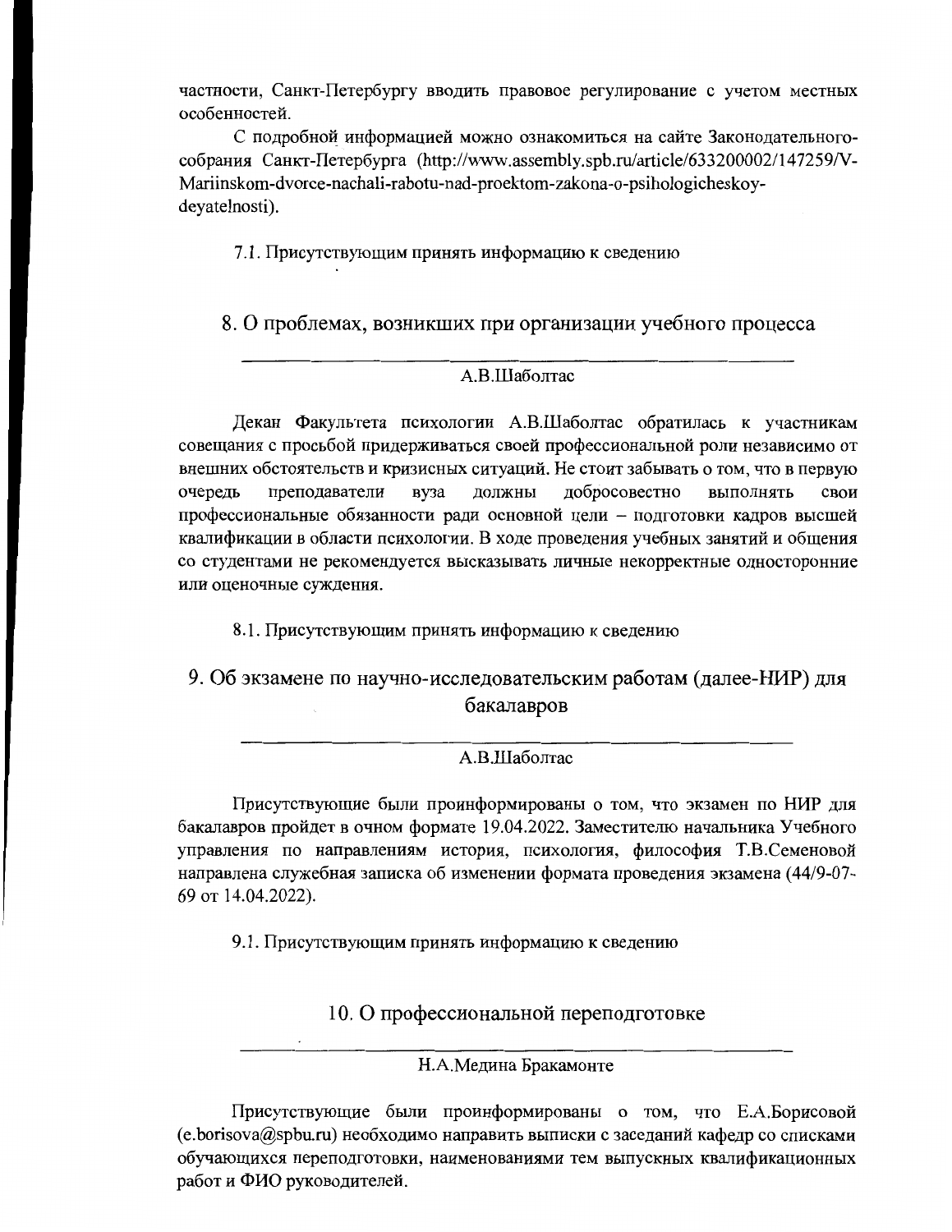частности, Санкт-Петербургу вводить правовое регулирование с учетом местных особенностей.

С подробной информацией можно ознакомиться на сайте Законодательного-собрания Санкт-Петербурга (http://www.assembly.spb.ru/article/633200002/147259/V-Mariinskom-dvorce-nachali-rabotu-nad-proektom-zakona-o-psihologicheskoy-deyatelnosti).

7.1. Присутствующим принять информацию к сведению

## 8. О проблемах, возникших при организации учебного процесса

А.В.Шаболтас

Декан Факультета психологии А.В.Шаболтас обратилась к участникам совещания с просьбой придерживаться своей профессиональной роли независимо от внешних обстоятельств и кризисных ситуаций. Не стоит забывать о том, что в первую очередь преподаватели вуза должны добросовестно выполнять свои профессиональные обязанности ради основной цели – подготовки кадров высшей квалификации в области психологии. В ходе проведения учебных занятий и общения со студентами не рекомендуется высказывать личные некорректные односторонние или оценочные суждения.

8.1. Присутствующим принять информацию к сведению

## 9. Об экзамене по научно-исследовательским работам (далее-НИР) для бакалавров

А.В.Шаболтас

Присутствующие были проинформированы о том, что экзамен по НИР для бакалавров пройдет в очном формате 19.04.2022. Заместителю начальника Учебного управления по направлениям история, психология, философия Т.В.Семеновой направлена служебная записка об изменении формата проведения экзамена (44/9-07-69 от 14.04.2022).

9.1. Присутствующим принять информацию к сведению

## 10. О профессиональной переподготовке

Н.А.Медина Бракамонте

Присутствующие были проинформированы о том, что Е.А.Борисовой (e.borisova@spbu.ru) необходимо направить выписки с заседаний кафедр со списками обучающихся переподготовки, наименованиями тем выпускных квалификационных работ и ФИО руководителей.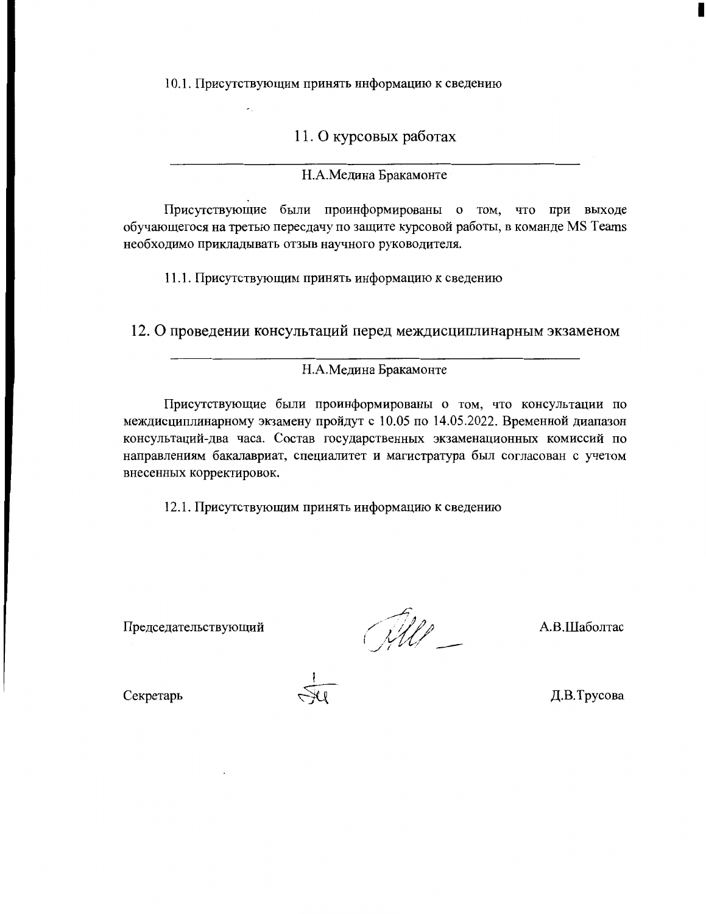10.1. Присутствующим принять информацию к сведению

## 11. О курсовых работах

Н.А.Медина Бракамонте

Присутствующие были проинформированы о том, что при выходе обучающегося на третью пересдачу по защите курсовой работы, в команде MS Teams необходимо прикладывать отзыв научного руководителя.

11.1. Присутствующим принять информацию к сведению

## 12. О проведении консультаций перед междисциплинарным экзаменом

Н.А.Медина Бракамонте

Присутствующие были проинформированы о том, что консультации по междисциплинарному экзамену пройдут с 10.05 по 14.05.2022. Временной диапазон консультаций-два часа. Состав государственных экзаменационных комиссий по направлениям бакалавриат, специалитет и магистратура был согласован с учетом внесенных корректировок.

12.1. Присутствующим принять информацию к сведению

Председательствующий А.В.Шаболтас

Секретарь Д.В.Трусова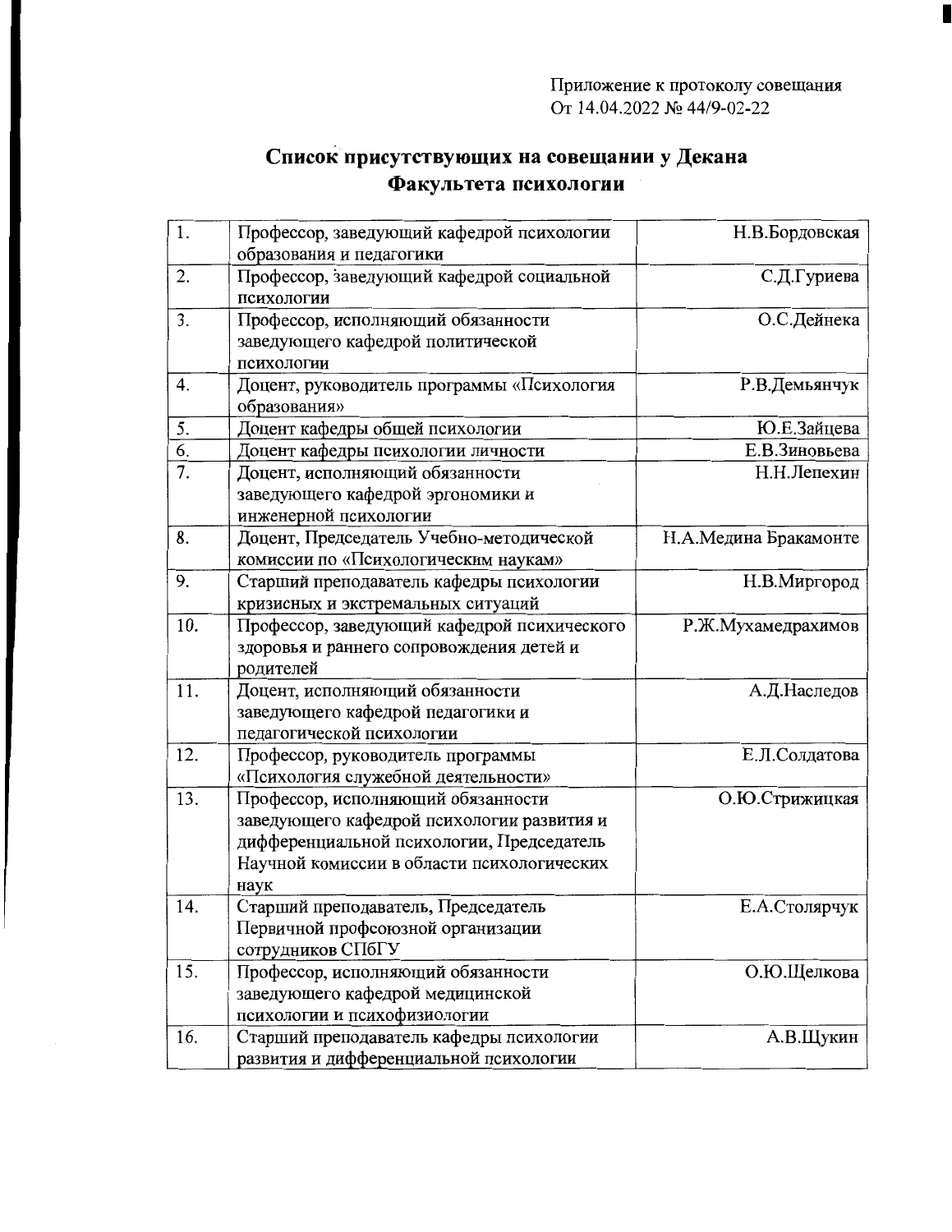Приложение к протоколу совещания
От 14.04.2022 № 44/9-02-22

# Список присутствующих на совещании у Декана Факультета психологии

| | | |
|---|---|---|
| 1. | Профессор, заведующий кафедрой психологии образования и педагогики | Н.В.Бордовская |
| 2. | Профессор, заведующий кафедрой социальной психологии | С.Д.Гуриева |
| 3. | Профессор, исполняющий обязанности заведующего кафедрой политической психологии | О.С.Дейнека |
| 4. | Доцент, руководитель программы «Психология образования» | Р.В.Демьянчук |
| 5. | Доцент кафедры общей психологии | Ю.Е.Зайцева |
| 6. | Доцент кафедры психологии личности | Е.В.Зиновьева |
| 7. | Доцент, исполняющий обязанности заведующего кафедрой эргономики и инженерной психологии | Н.Н.Лепехин |
| 8. | Доцент, Председатель Учебно-методической комиссии по «Психологическим наукам» | Н.А.Медина Бракамонте |
| 9. | Старший преподаватель кафедры психологии кризисных и экстремальных ситуаций | Н.В.Миргород |
| 10. | Профессор, заведующий кафедрой психического здоровья и раннего сопровождения детей и родителей | Р.Ж.Мухамедрахимов |
| 11. | Доцент, исполняющий обязанности заведующего кафедрой педагогики и педагогической психологии | А.Д.Наследов |
| 12. | Профессор, руководитель программы «Психология служебной деятельности» | Е.Л.Солдатова |
| 13. | Профессор, исполняющий обязанности заведующего кафедрой психологии развития и дифференциальной психологии, Председатель Научной комиссии в области психологических наук | О.Ю.Стрижицкая |
| 14. | Старший преподаватель, Председатель Первичной профсоюзной организации сотрудников СПбГУ | Е.А.Столярчук |
| 15. | Профессор, исполняющий обязанности заведующего кафедрой медицинской психологии и психофизиологии | О.Ю.Щелкова |
| 16. | Старший преподаватель кафедры психологии развития и дифференциальной психологии | А.В.Щукин |